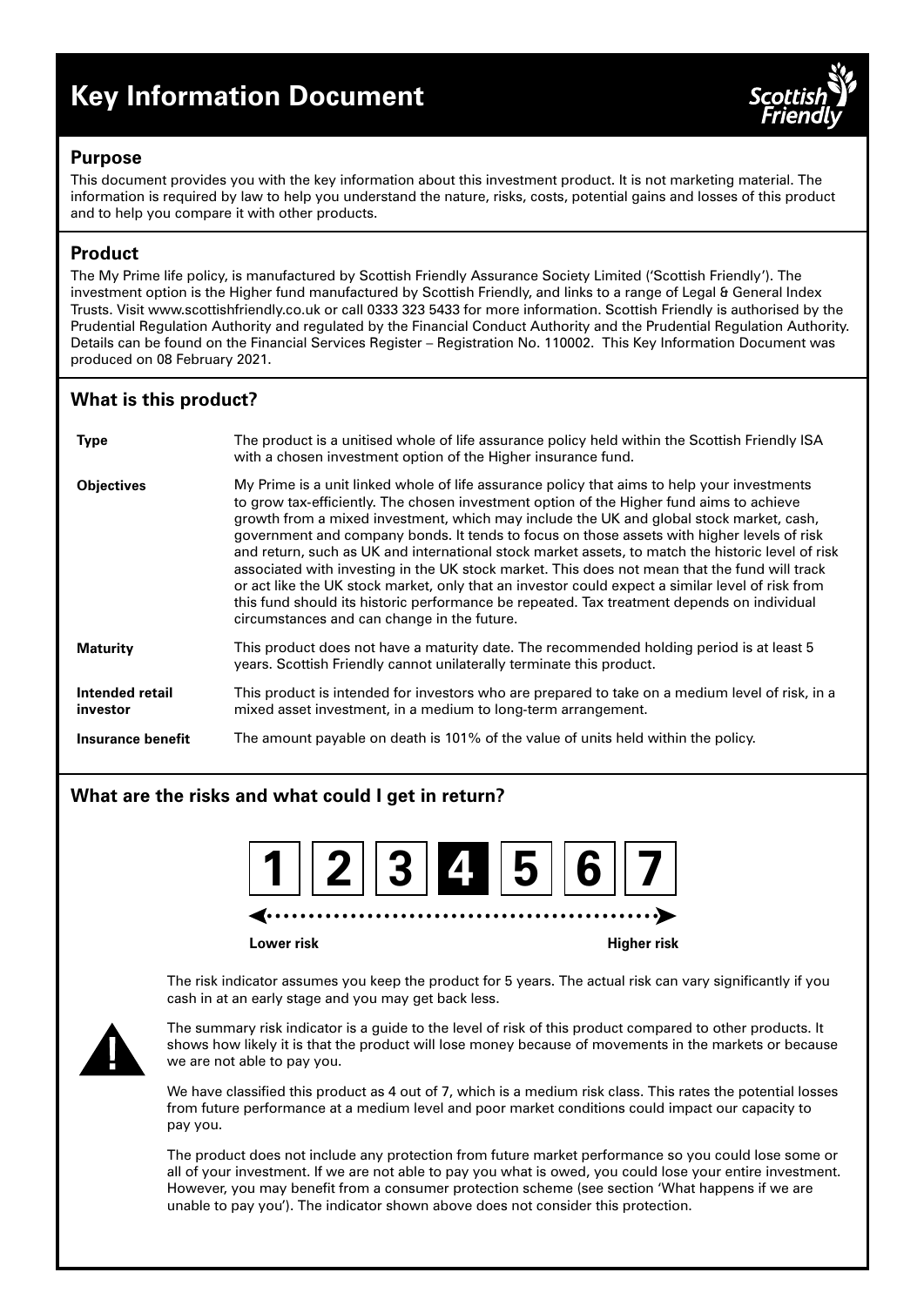# Key Information Document

## Purpose

This document provides you with the key information about this investment product. It is not marketing material. The information is required by law to help you understand the nature, risks, costs, potential gains and losses of this product and to help you compare it with other products.

## Product

The My Prime life policy, is manufactured by Scottish Friendly Assurance Society Limited ('Scottish Friendly'). The investment option is the Higher fund manufactured by Scottish Friendly, and links to a range of Legal & General Index Trusts. Visit www.scottishfriendly.co.uk or call 0333 323 5433 for more information. Scottish Friendly is authorised by the Prudential Regulation Authority and regulated by the Financial Conduct Authority and the Prudential Regulation Authority. Details can be found on the Financial Services Register – Registration No. 110002. This Key Information Document was produced on 08 February 2021.

## What is this product?

| | |
|---|---|
| **Type** | The product is a unitised whole of life assurance policy held within the Scottish Friendly ISA with a chosen investment option of the Higher insurance fund. |
| **Objectives** | My Prime is a unit linked whole of life assurance policy that aims to help your investments to grow tax-efficiently. The chosen investment option of the Higher fund aims to achieve growth from a mixed investment, which may include the UK and global stock market, cash, government and company bonds. It tends to focus on those assets with higher levels of risk and return, such as UK and international stock market assets, to match the historic level of risk associated with investing in the UK stock market. This does not mean that the fund will track or act like the UK stock market, only that an investor could expect a similar level of risk from this fund should its historic performance be repeated. Tax treatment depends on individual circumstances and can change in the future. |
| **Maturity** | This product does not have a maturity date. The recommended holding period is at least 5 years. Scottish Friendly cannot unilaterally terminate this product. |
| **Intended retail investor** | This product is intended for investors who are prepared to take on a medium level of risk, in a mixed asset investment, in a medium to long-term arrangement. |
| **Insurance benefit** | The amount payable on death is 101% of the value of units held within the policy. |

## What are the risks and what could I get in return?

1 | 2 | 3 | **4** | 5 | 6 | 7

Lower risk ← → Higher risk

The risk indicator assumes you keep the product for 5 years. The actual risk can vary significantly if you cash in at an early stage and you may get back less.

The summary risk indicator is a guide to the level of risk of this product compared to other products. It shows how likely it is that the product will lose money because of movements in the markets or because we are not able to pay you.

We have classified this product as 4 out of 7, which is a medium risk class. This rates the potential losses from future performance at a medium level and poor market conditions could impact our capacity to pay you.

The product does not include any protection from future market performance so you could lose some or all of your investment. If we are not able to pay you what is owed, you could lose your entire investment. However, you may benefit from a consumer protection scheme (see section 'What happens if we are unable to pay you'). The indicator shown above does not consider this protection.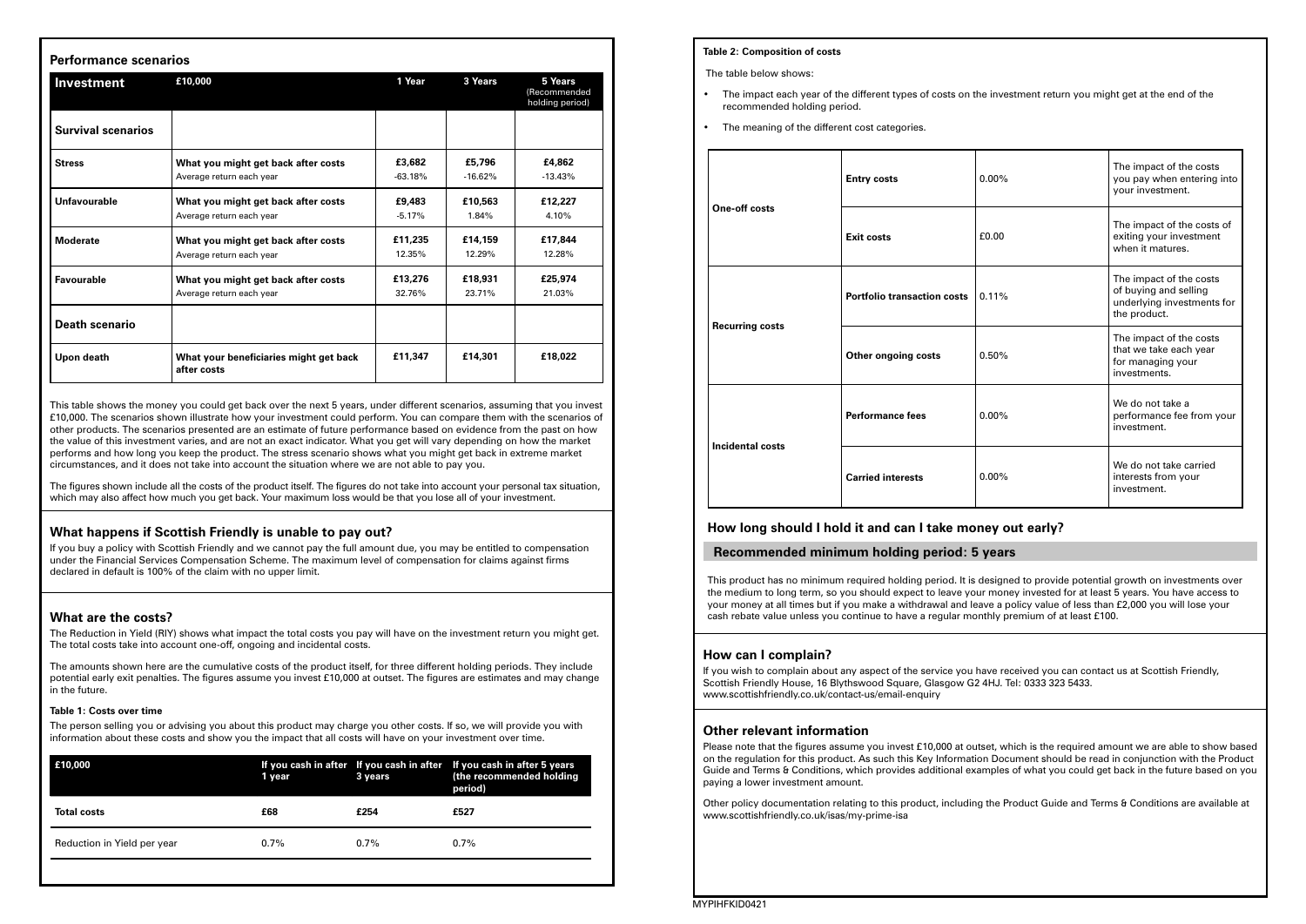## Performance scenarios

| Investment | £10,000 | 1 Year | 3 Years | 5 Years (Recommended holding period) |
|---|---|---|---|---|
| **Survival scenarios** | | | | |
| **Stress** | What you might get back after costs | £3,682 | £5,796 | £4,862 |
| | Average return each year | -63.18% | -16.62% | -13.43% |
| **Unfavourable** | What you might get back after costs | £9,483 | £10,563 | £12,227 |
| | Average return each year | -5.17% | 1.84% | 4.10% |
| **Moderate** | What you might get back after costs | £11,235 | £14,159 | £17,844 |
| | Average return each year | 12.35% | 12.29% | 12.28% |
| **Favourable** | What you might get back after costs | £13,276 | £18,931 | £25,974 |
| | Average return each year | 32.76% | 23.71% | 21.03% |
| **Death scenario** | | | | |
| **Upon death** | What your beneficiaries might get back after costs | £11,347 | £14,301 | £18,022 |

This table shows the money you could get back over the next 5 years, under different scenarios, assuming that you invest £10,000. The scenarios shown illustrate how your investment could perform. You can compare them with the scenarios of other products. The scenarios presented are an estimate of future performance based on evidence from the past on how the value of this investment varies, and are not an exact indicator. What you get will vary depending on how the market performs and how long you keep the product. The stress scenario shows what you might get back in extreme market circumstances, and it does not take into account the situation where we are not able to pay you.

The figures shown include all the costs of the product itself. The figures do not take into account your personal tax situation, which may also affect how much you get back. Your maximum loss would be that you lose all of your investment.

## What happens if Scottish Friendly is unable to pay out?

If you buy a policy with Scottish Friendly and we cannot pay the full amount due, you may be entitled to compensation under the Financial Services Compensation Scheme. The maximum level of compensation for claims against firms declared in default is 100% of the claim with no upper limit.

## What are the costs?

The Reduction in Yield (RIY) shows what impact the total costs you pay will have on the investment return you might get. The total costs take into account one-off, ongoing and incidental costs.

The amounts shown here are the cumulative costs of the product itself, for three different holding periods. They include potential early exit penalties. The figures assume you invest £10,000 at outset. The figures are estimates and may change in the future.

#### Table 1: Costs over time

The person selling you or advising you about this product may charge you other costs. If so, we will provide you with information about these costs and show you the impact that all costs will have on your investment over time.

| £10,000 | If you cash in after 1 year | If you cash in after 3 years | If you cash in after 5 years (the recommended holding period) |
|---|---|---|---|
| **Total costs** | £68 | £254 | £527 |
| Reduction in Yield per year | 0.7% | 0.7% | 0.7% |

#### Table 2: Composition of costs

The table below shows:

- The impact each year of the different types of costs on the investment return you might get at the end of the recommended holding period.
- The meaning of the different cost categories.

| | | | |
|---|---|---|---|
| **One-off costs** | **Entry costs** | 0.00% | The impact of the costs you pay when entering into your investment. |
| | **Exit costs** | £0.00 | The impact of the costs of exiting your investment when it matures. |
| **Recurring costs** | **Portfolio transaction costs** | 0.11% | The impact of the costs of buying and selling underlying investments for the product. |
| | **Other ongoing costs** | 0.50% | The impact of the costs that we take each year for managing your investments. |
| **Incidental costs** | **Performance fees** | 0.00% | We do not take a performance fee from your investment. |
| | **Carried interests** | 0.00% | We do not take carried interests from your investment. |

## How long should I hold it and can I take money out early?

### Recommended minimum holding period: 5 years

This product has no minimum required holding period. It is designed to provide potential growth on investments over the medium to long term, so you should expect to leave your money invested for at least 5 years. You have access to your money at all times but if you make a withdrawal and leave a policy value of less than £2,000 you will lose your cash rebate value unless you continue to have a regular monthly premium of at least £100.

## How can I complain?

If you wish to complain about any aspect of the service you have received you can contact us at Scottish Friendly, Scottish Friendly House, 16 Blythswood Square, Glasgow G2 4HJ. Tel: 0333 323 5433.
www.scottishfriendly.co.uk/contact-us/email-enquiry

## Other relevant information

Please note that the figures assume you invest £10,000 at outset, which is the required amount we are able to show based on the regulation for this product. As such this Key Information Document should be read in conjunction with the Product Guide and Terms & Conditions, which provides additional examples of what you could get back in the future based on you paying a lower investment amount.

Other policy documentation relating to this product, including the Product Guide and Terms & Conditions are available at www.scottishfriendly.co.uk/isas/my-prime-isa

MYPIHFKID0421